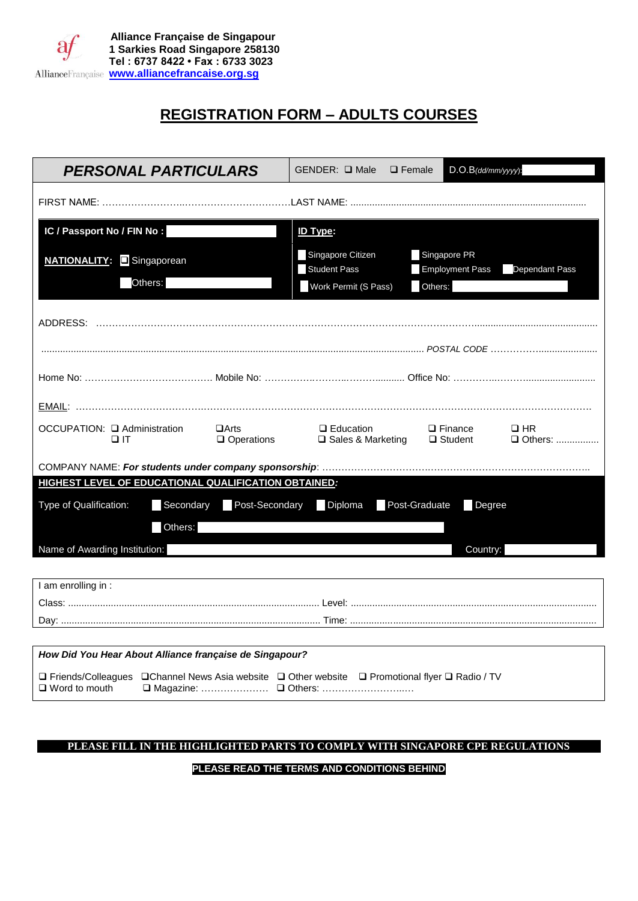**Alliance Française de Singapour**
**1 Sarkies Road Singapore 258130**
**Tel : 6737 8422 • Fax : 6733 3023**
**www.alliancefrancaise.org.sg**

# REGISTRATION FORM – ADULTS COURSES

## *PERSONAL PARTICULARS*

GENDER: ❑ Male ❑ Female D.O.B*(dd/mm/yyyy)*:

FIRST NAME: …………………….……………………………LAST NAME: ……………………………………………………………

**IC / Passport No / FIN No :**

**ID Type:**
- Singapore Citizen
- Singapore PR
- Student Pass
- Employment Pass
- Dependant Pass
- Work Permit (S Pass)
- Others:

**NATIONALITY:** ❑ Singaporean
Others:

ADDRESS: ……………………………………………………………………………………………………………………………

……………………………………………………………………………………………………… *POSTAL CODE* ……………………………

Home No: …………………………………. Mobile No: ……………………………………. Office No: …………………………………

EMAIL: ……………………………………………………………………………………………………………………………………

OCCUPATION: ❑ Administration ❑Arts ❑ Education ❑ Finance ❑ HR
❑ IT ❑ Operations ❑ Sales & Marketing ❑ Student ❑ Others: ................

COMPANY NAME: ***For students under company sponsorship***: ……………………………………………………………………

**HIGHEST LEVEL OF EDUCATIONAL QUALIFICATION OBTAINED*:***

Type of Qualification: Secondary Post-Secondary Diploma Post-Graduate Degree

Others:

Name of Awarding Institution: Country:

I am enrolling in :

Class: ………………………………………………………… Level: …………………………………………………………

Day: …………………………………………………………… Time: …………………………………………………………

***How Did You Hear About Alliance française de Singapour?***

❑ Friends/Colleagues ❑Channel News Asia website ❑ Other website ❑ Promotional flyer ❑ Radio / TV
❑ Word to mouth ❑ Magazine: ………………… ❑ Others: ………………………..…

**PLEASE FILL IN THE HIGHLIGHTED PARTS TO COMPLY WITH SINGAPORE CPE REGULATIONS**

**PLEASE READ THE TERMS AND CONDITIONS BEHIND**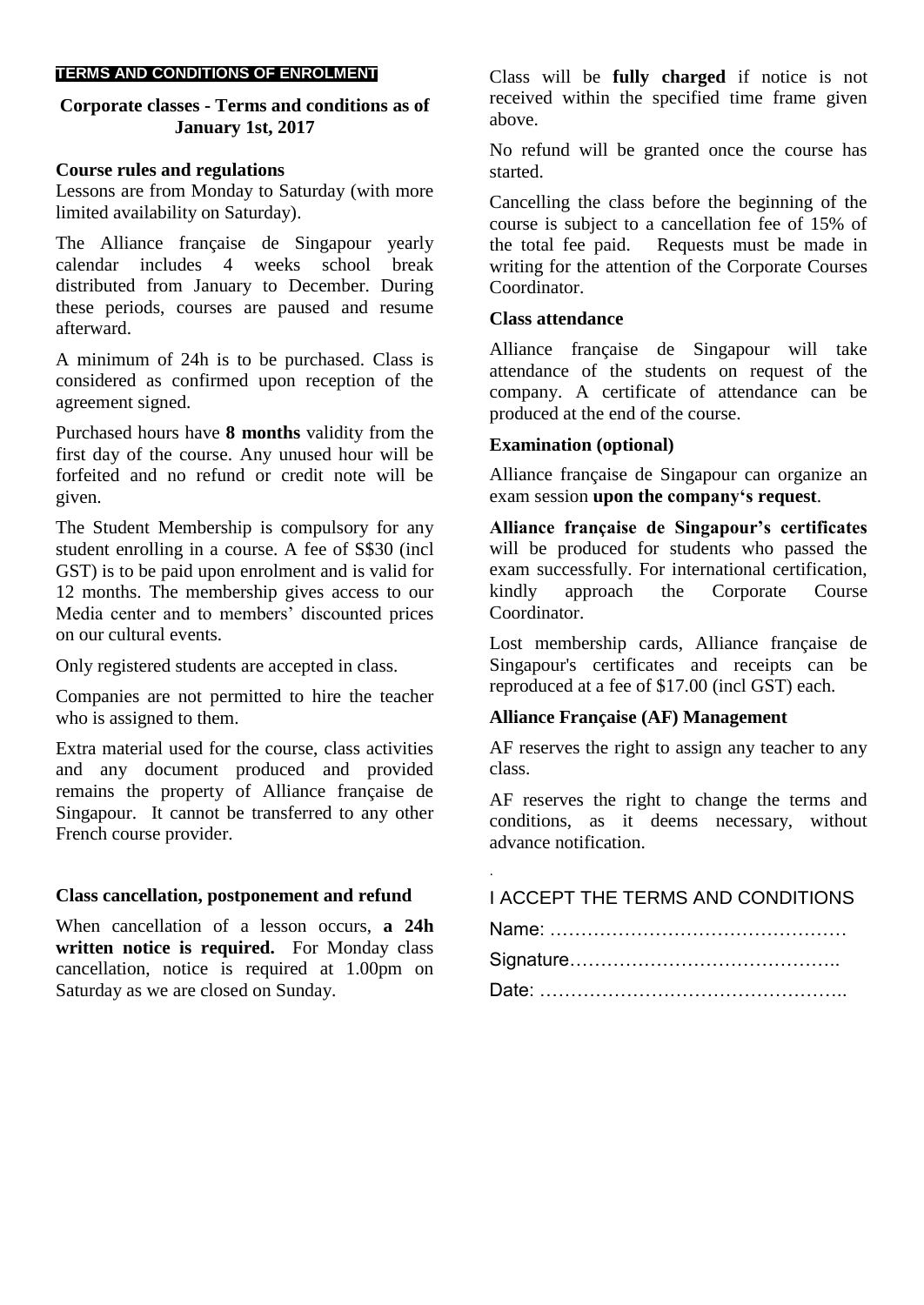**TERMS AND CONDITIONS OF ENROLMENT**

## Corporate classes - Terms and conditions as of January 1st, 2017

### Course rules and regulations

Lessons are from Monday to Saturday (with more limited availability on Saturday).

The Alliance française de Singapour yearly calendar includes 4 weeks school break distributed from January to December. During these periods, courses are paused and resume afterward.

A minimum of 24h is to be purchased. Class is considered as confirmed upon reception of the agreement signed.

Purchased hours have **8 months** validity from the first day of the course. Any unused hour will be forfeited and no refund or credit note will be given.

The Student Membership is compulsory for any student enrolling in a course. A fee of S$30 (incl GST) is to be paid upon enrolment and is valid for 12 months. The membership gives access to our Media center and to members' discounted prices on our cultural events.

Only registered students are accepted in class.

Companies are not permitted to hire the teacher who is assigned to them.

Extra material used for the course, class activities and any document produced and provided remains the property of Alliance française de Singapour. It cannot be transferred to any other French course provider.

### Class cancellation, postponement and refund

When cancellation of a lesson occurs, **a 24h written notice is required.** For Monday class cancellation, notice is required at 1.00pm on Saturday as we are closed on Sunday.

Class will be **fully charged** if notice is not received within the specified time frame given above.

No refund will be granted once the course has started.

Cancelling the class before the beginning of the course is subject to a cancellation fee of 15% of the total fee paid. Requests must be made in writing for the attention of the Corporate Courses Coordinator.

### Class attendance

Alliance française de Singapour will take attendance of the students on request of the company. A certificate of attendance can be produced at the end of the course.

### Examination (optional)

Alliance française de Singapour can organize an exam session **upon the company's request**.

**Alliance française de Singapour's certificates** will be produced for students who passed the exam successfully. For international certification, kindly approach the Corporate Course Coordinator.

Lost membership cards, Alliance française de Singapour's certificates and receipts can be reproduced at a fee of $17.00 (incl GST) each.

### Alliance Française (AF) Management

AF reserves the right to assign any teacher to any class.

AF reserves the right to change the terms and conditions, as it deems necessary, without advance notification.

I ACCEPT THE TERMS AND CONDITIONS

Name: …………………………………………

Signature……………………………………..

Date: …………………………………………..